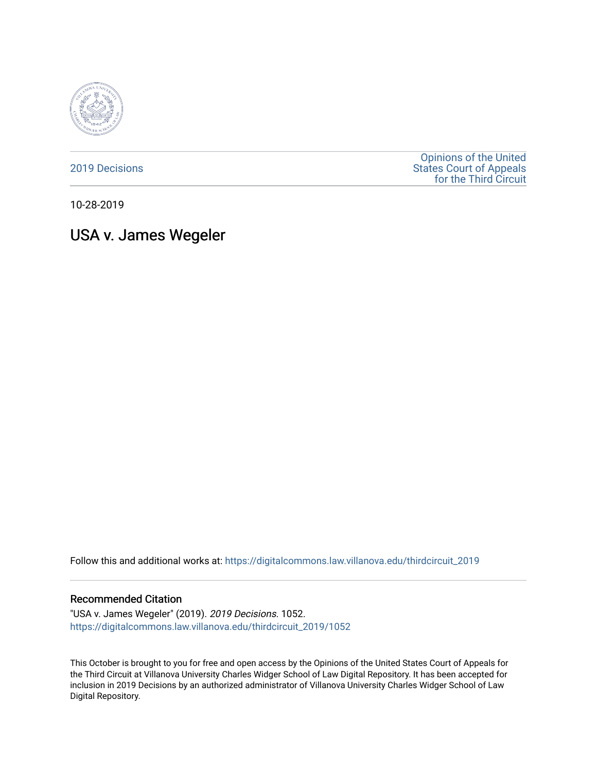2019 Decisions

Opinions of the United States Court of Appeals for the Third Circuit

10-28-2019

# USA v. James Wegeler

Follow this and additional works at: https://digitalcommons.law.villanova.edu/thirdcircuit_2019

## Recommended Citation

"USA v. James Wegeler" (2019). *2019 Decisions*. 1052.
https://digitalcommons.law.villanova.edu/thirdcircuit_2019/1052

This October is brought to you for free and open access by the Opinions of the United States Court of Appeals for the Third Circuit at Villanova University Charles Widger School of Law Digital Repository. It has been accepted for inclusion in 2019 Decisions by an authorized administrator of Villanova University Charles Widger School of Law Digital Repository.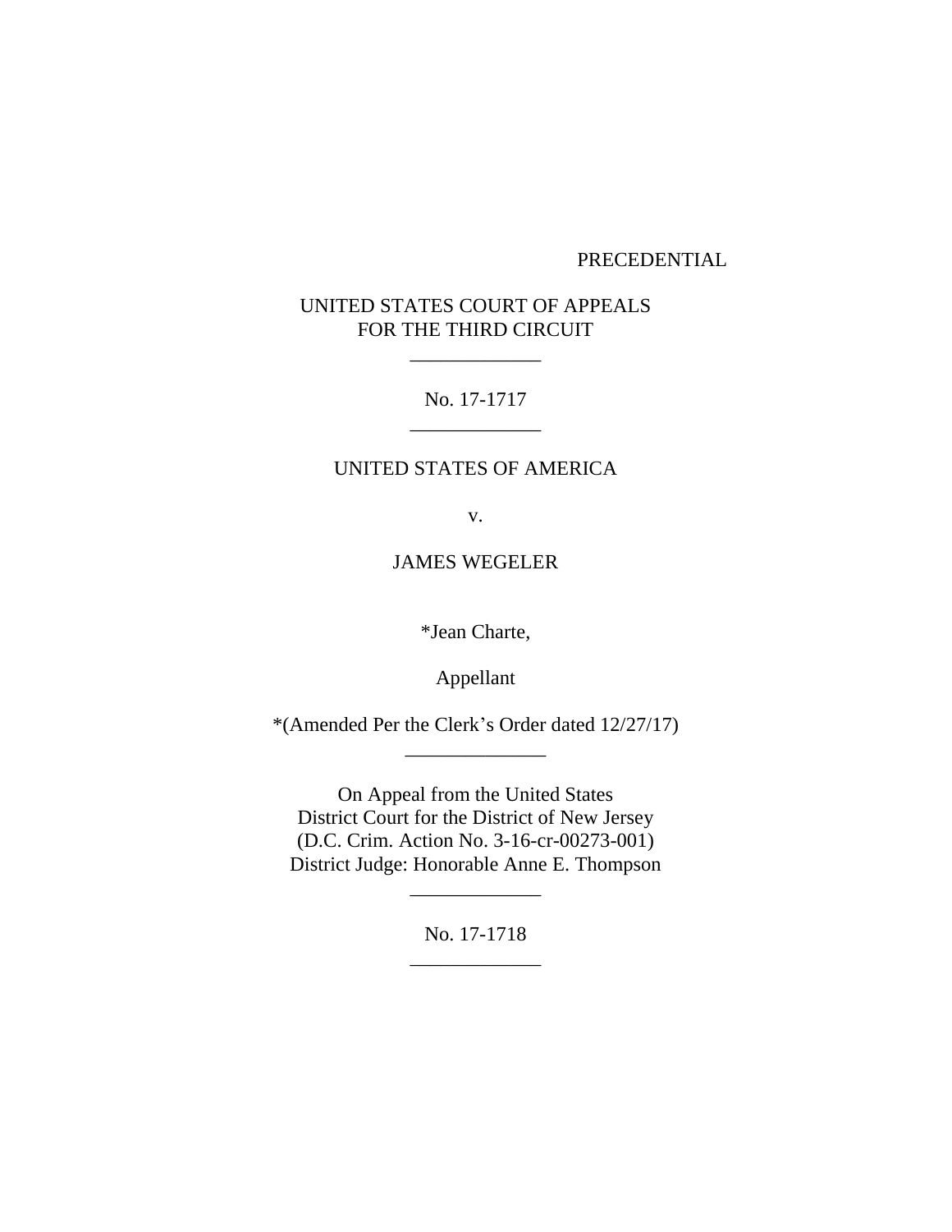PRECEDENTIAL

UNITED STATES COURT OF APPEALS
FOR THE THIRD CIRCUIT

\_\_\_\_\_\_\_\_\_\_\_\_\_

No. 17-1717

\_\_\_\_\_\_\_\_\_\_\_\_\_

UNITED STATES OF AMERICA

v.

JAMES WEGELER

*Jean Charte,

Appellant

*(Amended Per the Clerk's Order dated 12/27/17)

\_\_\_\_\_\_\_\_\_\_\_\_\_\_

On Appeal from the United States
District Court for the District of New Jersey
(D.C. Crim. Action No. 3-16-cr-00273-001)
District Judge: Honorable Anne E. Thompson

\_\_\_\_\_\_\_\_\_\_\_\_\_

No. 17-1718

\_\_\_\_\_\_\_\_\_\_\_\_\_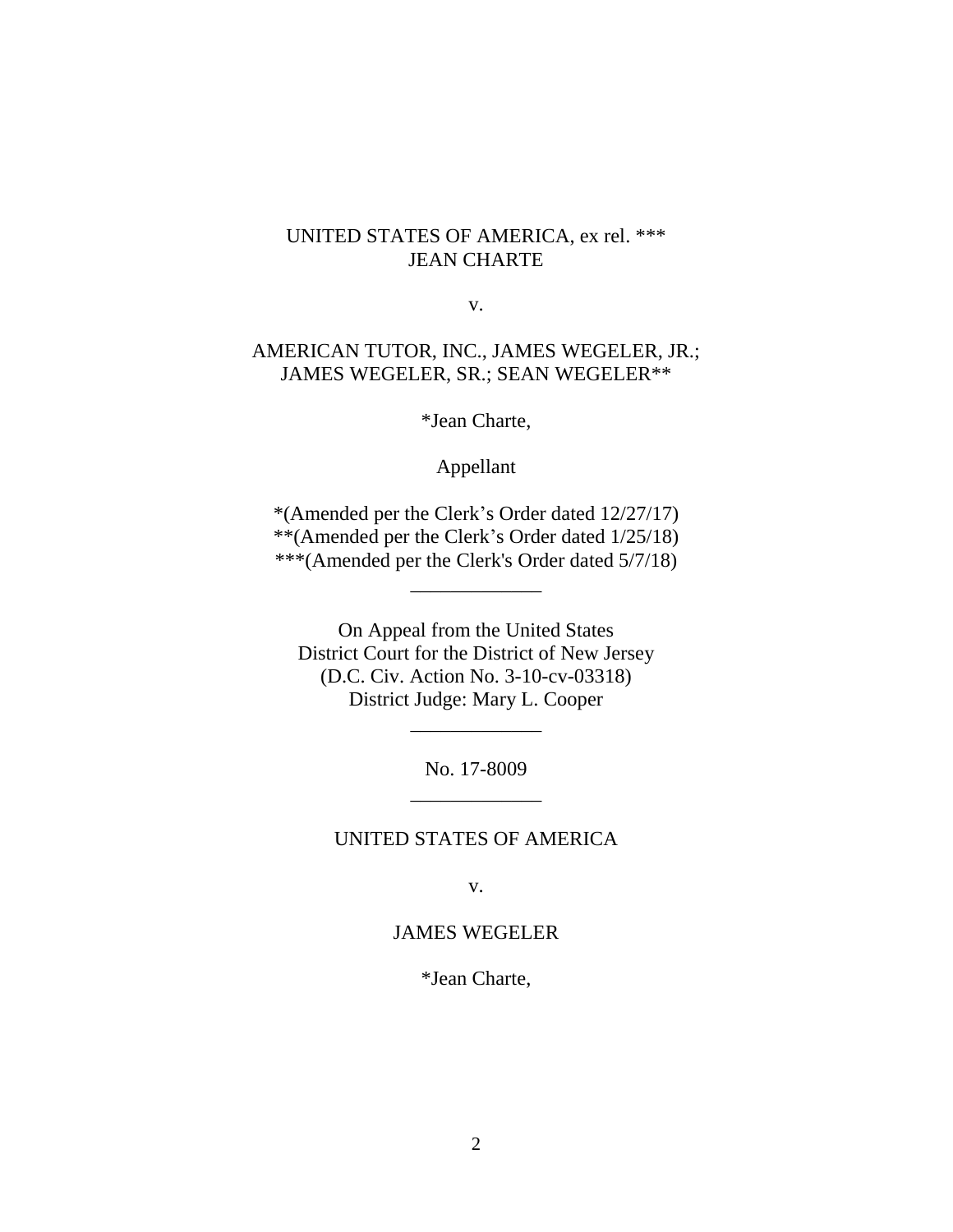UNITED STATES OF AMERICA, ex rel. ***
JEAN CHARTE

v.

AMERICAN TUTOR, INC., JAMES WEGELER, JR.;
JAMES WEGELER, SR.; SEAN WEGELER**

*Jean Charte,

Appellant

*(Amended per the Clerk's Order dated 12/27/17)
**(Amended per the Clerk's Order dated 1/25/18)
***(Amended per the Clerk's Order dated 5/7/18)

_____________

On Appeal from the United States
District Court for the District of New Jersey
(D.C. Civ. Action No. 3-10-cv-03318)
District Judge: Mary L. Cooper

_____________

No. 17-8009

_____________

UNITED STATES OF AMERICA

v.

JAMES WEGELER

*Jean Charte,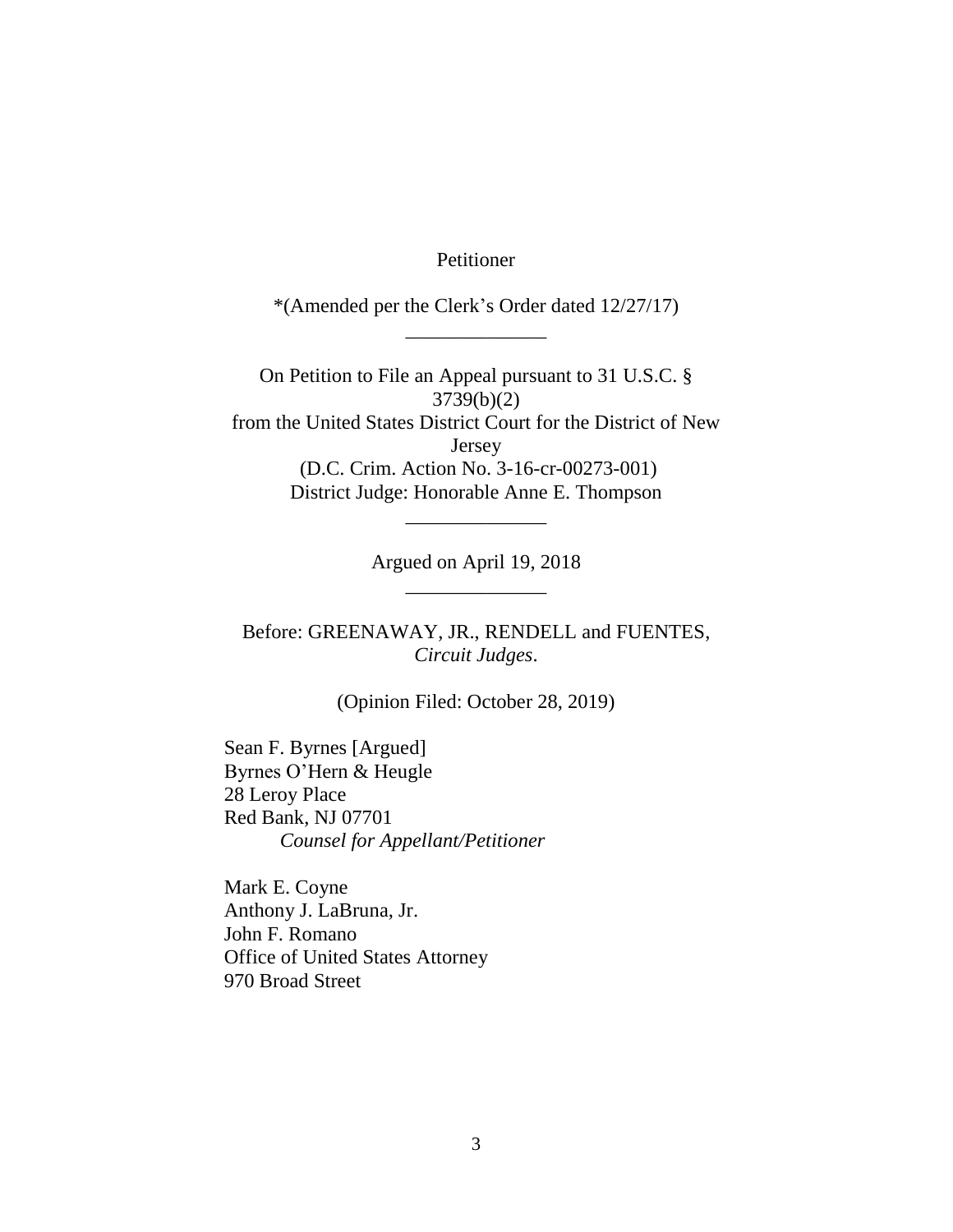Petitioner

*(Amended per the Clerk's Order dated 12/27/17)

______________

On Petition to File an Appeal pursuant to 31 U.S.C. § 3739(b)(2)
from the United States District Court for the District of New Jersey
(D.C. Crim. Action No. 3-16-cr-00273-001)
District Judge: Honorable Anne E. Thompson

______________

Argued on April 19, 2018

______________

Before: GREENAWAY, JR., RENDELL and FUENTES, *Circuit Judges*.

(Opinion Filed: October 28, 2019)

Sean F. Byrnes [Argued]
Byrnes O'Hern & Heugle
28 Leroy Place
Red Bank, NJ 07701
*Counsel for Appellant/Petitioner*

Mark E. Coyne
Anthony J. LaBruna, Jr.
John F. Romano
Office of United States Attorney
970 Broad Street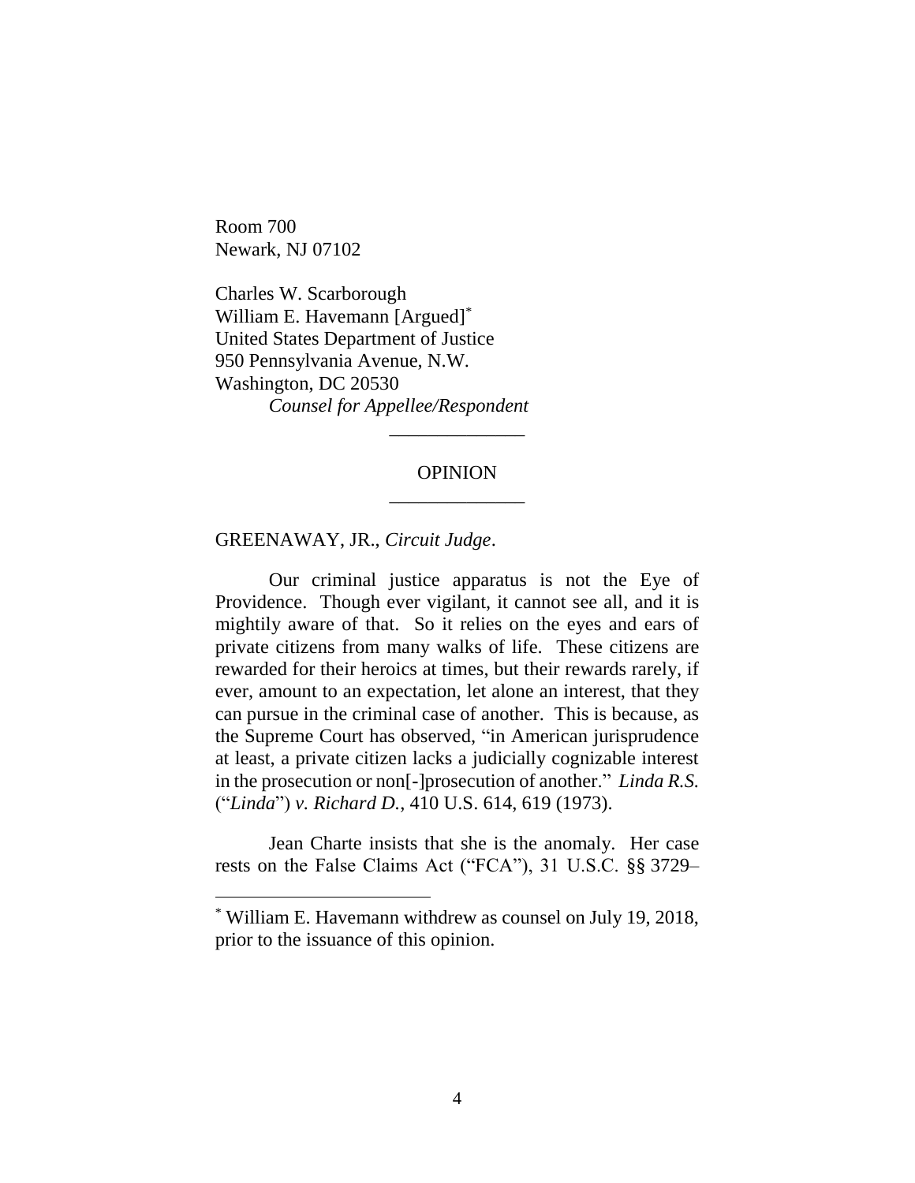Room 700
Newark, NJ 07102

Charles W. Scarborough
William E. Havemann [Argued][*]
United States Department of Justice
950 Pennsylvania Avenue, N.W.
Washington, DC 20530
*Counsel for Appellee/Respondent*

______________

OPINION

______________

GREENAWAY, JR., *Circuit Judge*.

Our criminal justice apparatus is not the Eye of Providence. Though ever vigilant, it cannot see all, and it is mightily aware of that. So it relies on the eyes and ears of private citizens from many walks of life. These citizens are rewarded for their heroics at times, but their rewards rarely, if ever, amount to an expectation, let alone an interest, that they can pursue in the criminal case of another. This is because, as the Supreme Court has observed, "in American jurisprudence at least, a private citizen lacks a judicially cognizable interest in the prosecution or non[-]prosecution of another." *Linda R.S.* ("*Linda*") *v. Richard D.*, 410 U.S. 614, 619 (1973).

Jean Charte insists that she is the anomaly. Her case rests on the False Claims Act ("FCA"), 31 U.S.C. §§ 3729–

[*] William E. Havemann withdrew as counsel on July 19, 2018, prior to the issuance of this opinion.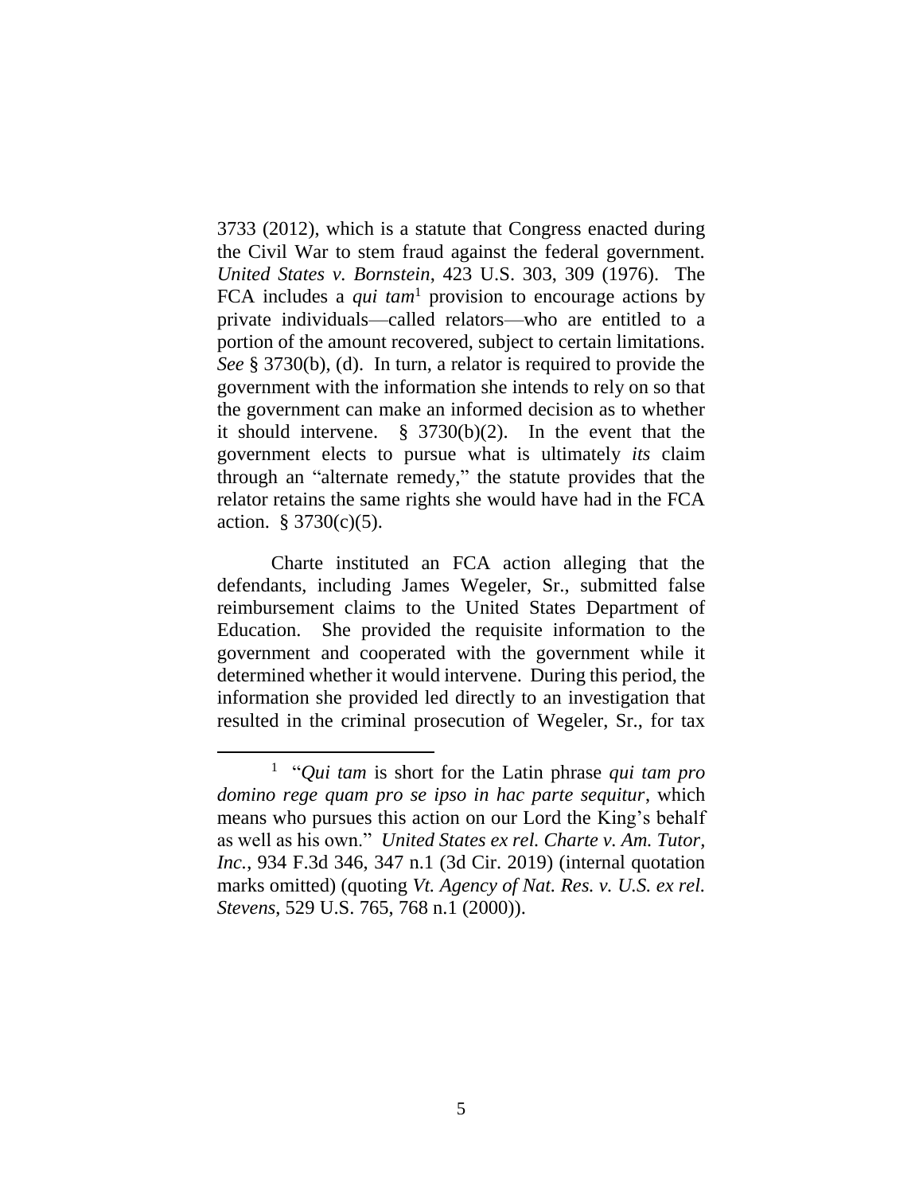3733 (2012), which is a statute that Congress enacted during the Civil War to stem fraud against the federal government. *United States v. Bornstein*, 423 U.S. 303, 309 (1976). The FCA includes a *qui tam*[1] provision to encourage actions by private individuals—called relators—who are entitled to a portion of the amount recovered, subject to certain limitations. *See* § 3730(b), (d). In turn, a relator is required to provide the government with the information she intends to rely on so that the government can make an informed decision as to whether it should intervene. § 3730(b)(2). In the event that the government elects to pursue what is ultimately *its* claim through an "alternate remedy," the statute provides that the relator retains the same rights she would have had in the FCA action. § 3730(c)(5).

Charte instituted an FCA action alleging that the defendants, including James Wegeler, Sr., submitted false reimbursement claims to the United States Department of Education. She provided the requisite information to the government and cooperated with the government while it determined whether it would intervene. During this period, the information she provided led directly to an investigation that resulted in the criminal prosecution of Wegeler, Sr., for tax

---

[1] "*Qui tam* is short for the Latin phrase *qui tam pro domino rege quam pro se ipso in hac parte sequitur*, which means who pursues this action on our Lord the King's behalf as well as his own." *United States ex rel. Charte v. Am. Tutor, Inc.*, 934 F.3d 346, 347 n.1 (3d Cir. 2019) (internal quotation marks omitted) (quoting *Vt. Agency of Nat. Res. v. U.S. ex rel. Stevens*, 529 U.S. 765, 768 n.1 (2000)).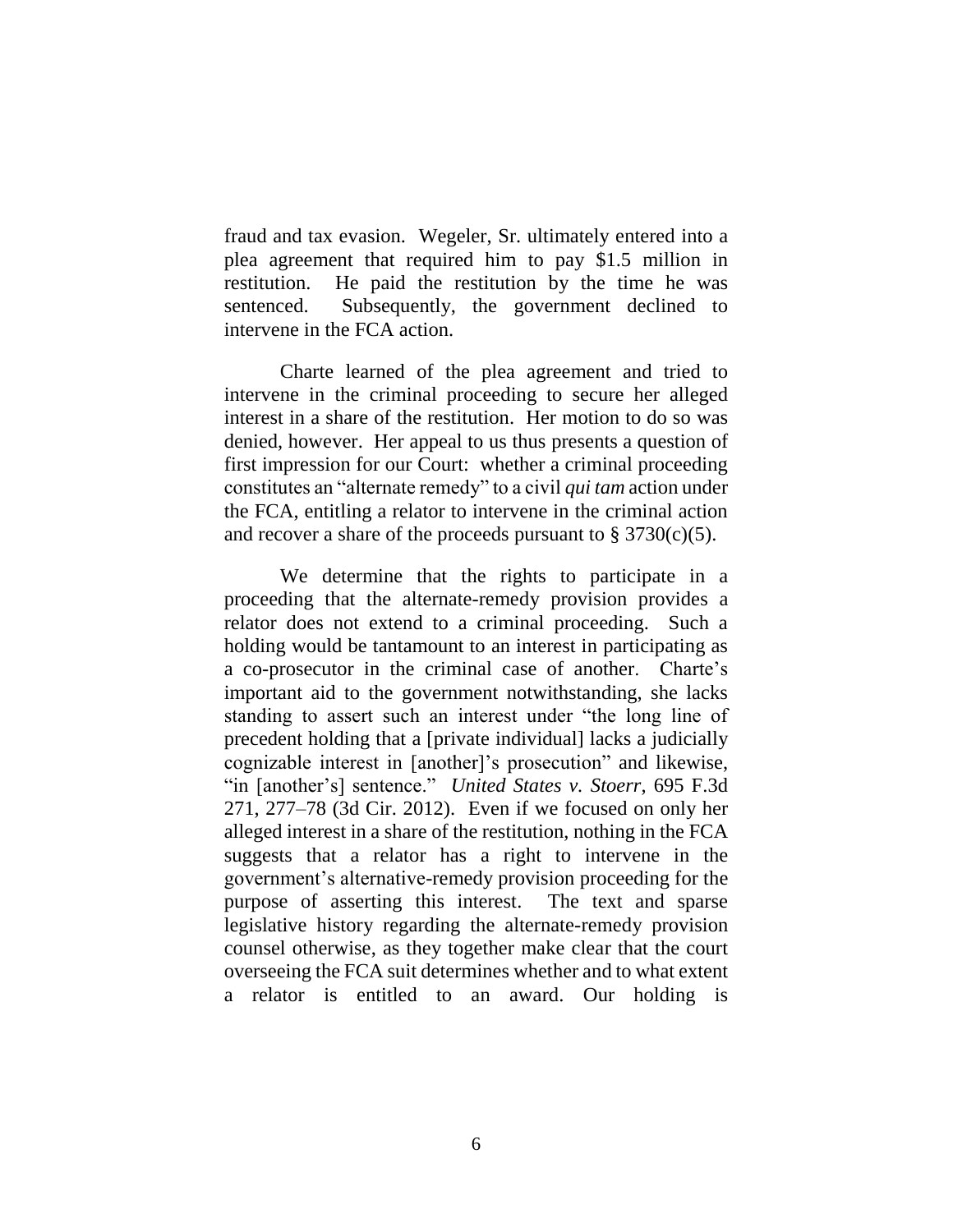fraud and tax evasion. Wegeler, Sr. ultimately entered into a plea agreement that required him to pay $1.5 million in restitution. He paid the restitution by the time he was sentenced. Subsequently, the government declined to intervene in the FCA action.

Charte learned of the plea agreement and tried to intervene in the criminal proceeding to secure her alleged interest in a share of the restitution. Her motion to do so was denied, however. Her appeal to us thus presents a question of first impression for our Court: whether a criminal proceeding constitutes an "alternate remedy" to a civil *qui tam* action under the FCA, entitling a relator to intervene in the criminal action and recover a share of the proceeds pursuant to § 3730(c)(5).

We determine that the rights to participate in a proceeding that the alternate-remedy provision provides a relator does not extend to a criminal proceeding. Such a holding would be tantamount to an interest in participating as a co-prosecutor in the criminal case of another. Charte's important aid to the government notwithstanding, she lacks standing to assert such an interest under "the long line of precedent holding that a [private individual] lacks a judicially cognizable interest in [another]'s prosecution" and likewise, "in [another's] sentence." *United States v. Stoerr*, 695 F.3d 271, 277–78 (3d Cir. 2012). Even if we focused on only her alleged interest in a share of the restitution, nothing in the FCA suggests that a relator has a right to intervene in the government's alternative-remedy provision proceeding for the purpose of asserting this interest. The text and sparse legislative history regarding the alternate-remedy provision counsel otherwise, as they together make clear that the court overseeing the FCA suit determines whether and to what extent a relator is entitled to an award. Our holding is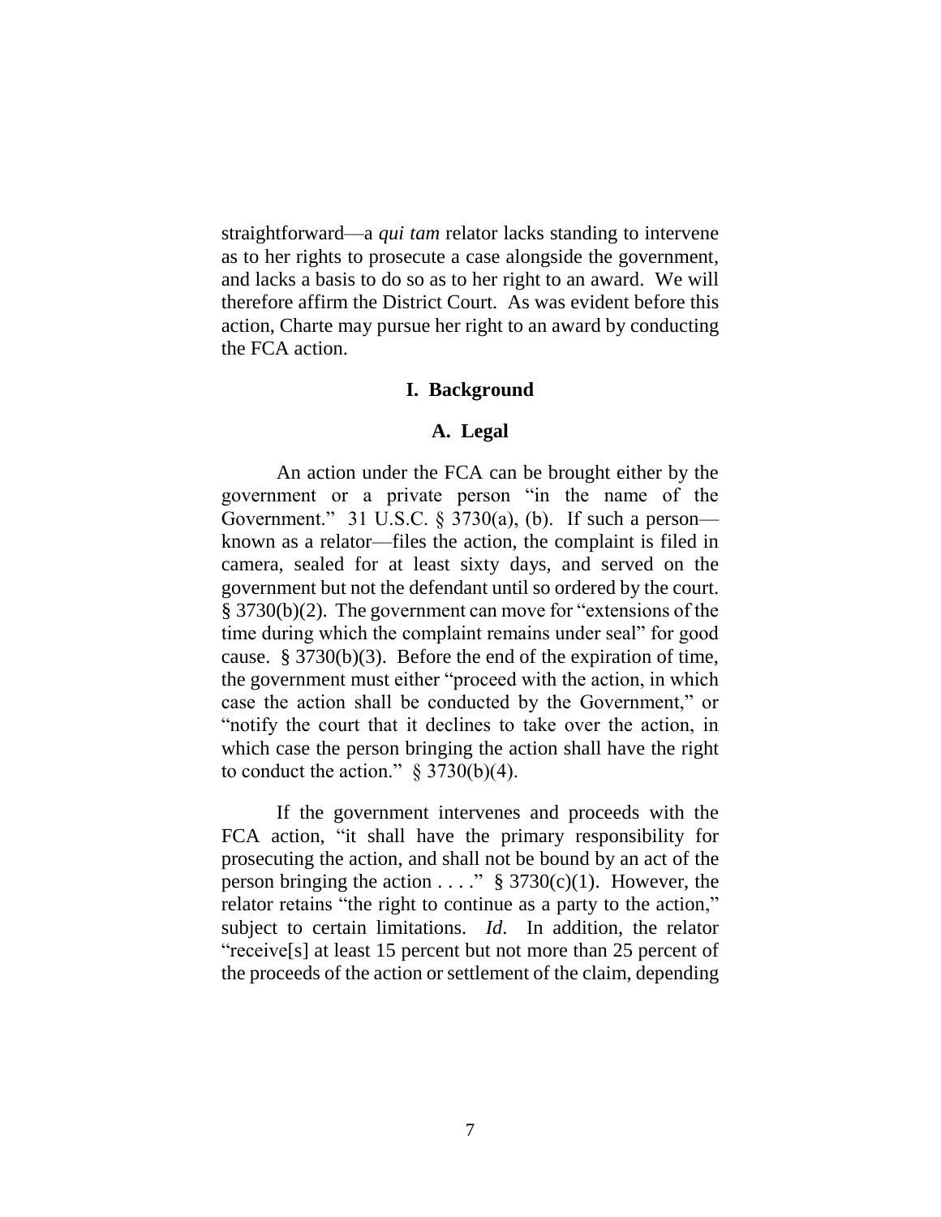straightforward—a *qui tam* relator lacks standing to intervene as to her rights to prosecute a case alongside the government, and lacks a basis to do so as to her right to an award. We will therefore affirm the District Court. As was evident before this action, Charte may pursue her right to an award by conducting the FCA action.

## I. Background

### A. Legal

An action under the FCA can be brought either by the government or a private person "in the name of the Government." 31 U.S.C. § 3730(a), (b). If such a person—known as a relator—files the action, the complaint is filed in camera, sealed for at least sixty days, and served on the government but not the defendant until so ordered by the court. § 3730(b)(2). The government can move for "extensions of the time during which the complaint remains under seal" for good cause. § 3730(b)(3). Before the end of the expiration of time, the government must either "proceed with the action, in which case the action shall be conducted by the Government," or "notify the court that it declines to take over the action, in which case the person bringing the action shall have the right to conduct the action." § 3730(b)(4).

If the government intervenes and proceeds with the FCA action, "it shall have the primary responsibility for prosecuting the action, and shall not be bound by an act of the person bringing the action . . . ." § 3730(c)(1). However, the relator retains "the right to continue as a party to the action," subject to certain limitations. *Id.* In addition, the relator "receive[s] at least 15 percent but not more than 25 percent of the proceeds of the action or settlement of the claim, depending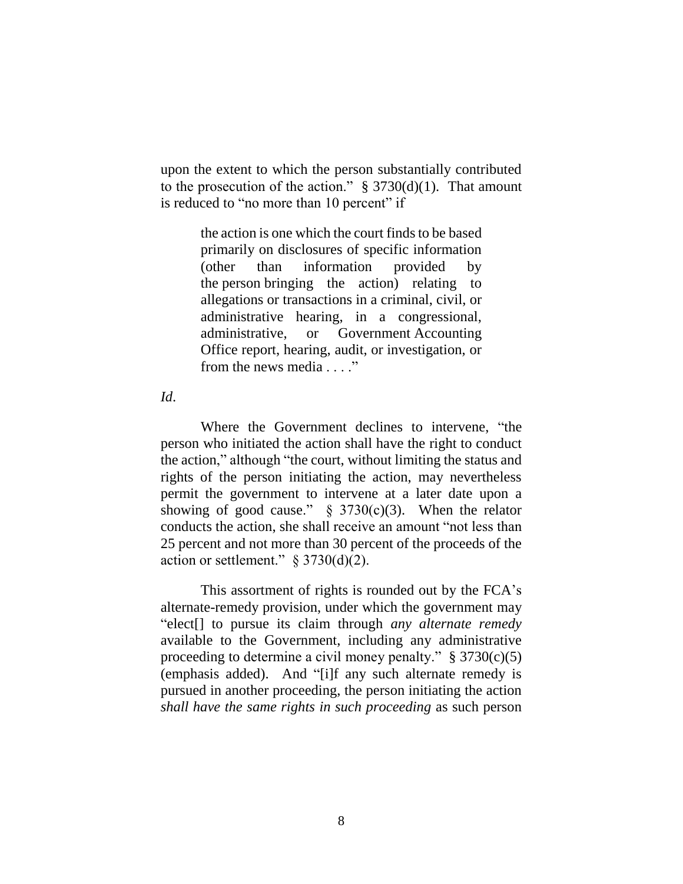upon the extent to which the person substantially contributed to the prosecution of the action." § 3730(d)(1). That amount is reduced to "no more than 10 percent" if

> the action is one which the court finds to be based primarily on disclosures of specific information (other than information provided by the person bringing the action) relating to allegations or transactions in a criminal, civil, or administrative hearing, in a congressional, administrative, or Government Accounting Office report, hearing, audit, or investigation, or from the news media . . . ."

*Id*.

Where the Government declines to intervene, "the person who initiated the action shall have the right to conduct the action," although "the court, without limiting the status and rights of the person initiating the action, may nevertheless permit the government to intervene at a later date upon a showing of good cause." § 3730(c)(3). When the relator conducts the action, she shall receive an amount "not less than 25 percent and not more than 30 percent of the proceeds of the action or settlement." § 3730(d)(2).

This assortment of rights is rounded out by the FCA's alternate-remedy provision, under which the government may "elect[] to pursue its claim through *any alternate remedy* available to the Government, including any administrative proceeding to determine a civil money penalty." § 3730(c)(5) (emphasis added). And "[i]f any such alternate remedy is pursued in another proceeding, the person initiating the action *shall have the same rights in such proceeding* as such person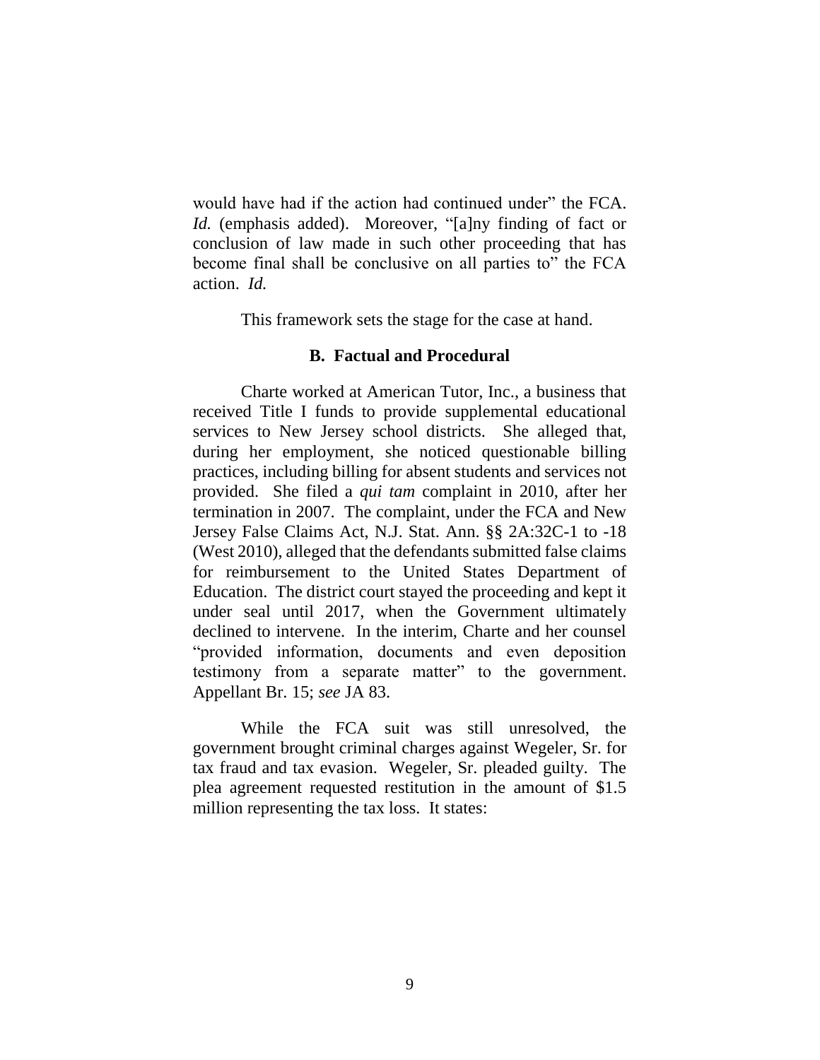would have had if the action had continued under" the FCA. *Id.* (emphasis added). Moreover, "[a]ny finding of fact or conclusion of law made in such other proceeding that has become final shall be conclusive on all parties to" the FCA action. *Id.*

This framework sets the stage for the case at hand.

### B. Factual and Procedural

Charte worked at American Tutor, Inc., a business that received Title I funds to provide supplemental educational services to New Jersey school districts. She alleged that, during her employment, she noticed questionable billing practices, including billing for absent students and services not provided. She filed a *qui tam* complaint in 2010, after her termination in 2007. The complaint, under the FCA and New Jersey False Claims Act, N.J. Stat. Ann. §§ 2A:32C-1 to -18 (West 2010), alleged that the defendants submitted false claims for reimbursement to the United States Department of Education. The district court stayed the proceeding and kept it under seal until 2017, when the Government ultimately declined to intervene. In the interim, Charte and her counsel "provided information, documents and even deposition testimony from a separate matter" to the government. Appellant Br. 15; *see* JA 83.

While the FCA suit was still unresolved, the government brought criminal charges against Wegeler, Sr. for tax fraud and tax evasion. Wegeler, Sr. pleaded guilty. The plea agreement requested restitution in the amount of $1.5 million representing the tax loss. It states: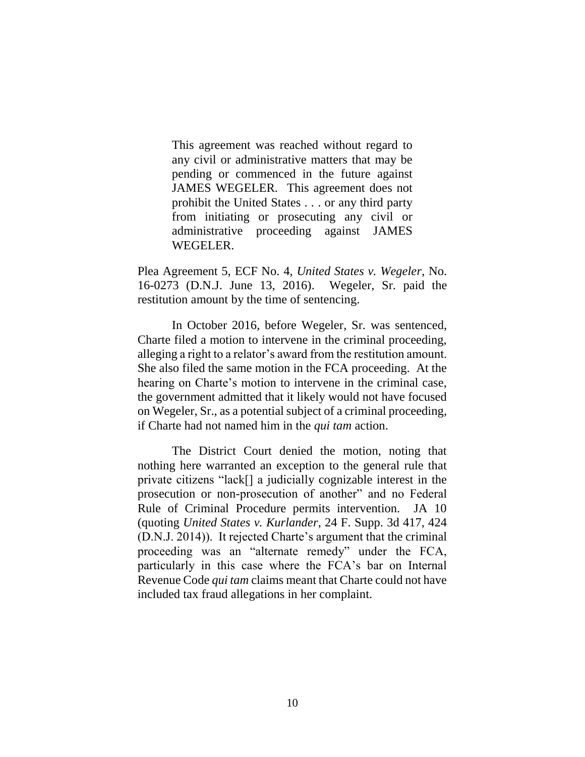> This agreement was reached without regard to any civil or administrative matters that may be pending or commenced in the future against JAMES WEGELER. This agreement does not prohibit the United States . . . or any third party from initiating or prosecuting any civil or administrative proceeding against JAMES WEGELER.

Plea Agreement 5, ECF No. 4, *United States v. Wegeler*, No. 16-0273 (D.N.J. June 13, 2016). Wegeler, Sr. paid the restitution amount by the time of sentencing.

In October 2016, before Wegeler, Sr. was sentenced, Charte filed a motion to intervene in the criminal proceeding, alleging a right to a relator's award from the restitution amount. She also filed the same motion in the FCA proceeding. At the hearing on Charte's motion to intervene in the criminal case, the government admitted that it likely would not have focused on Wegeler, Sr., as a potential subject of a criminal proceeding, if Charte had not named him in the *qui tam* action.

The District Court denied the motion, noting that nothing here warranted an exception to the general rule that private citizens "lack[] a judicially cognizable interest in the prosecution or non-prosecution of another" and no Federal Rule of Criminal Procedure permits intervention. JA 10 (quoting *United States v. Kurlander*, 24 F. Supp. 3d 417, 424 (D.N.J. 2014)). It rejected Charte's argument that the criminal proceeding was an "alternate remedy" under the FCA, particularly in this case where the FCA's bar on Internal Revenue Code *qui tam* claims meant that Charte could not have included tax fraud allegations in her complaint.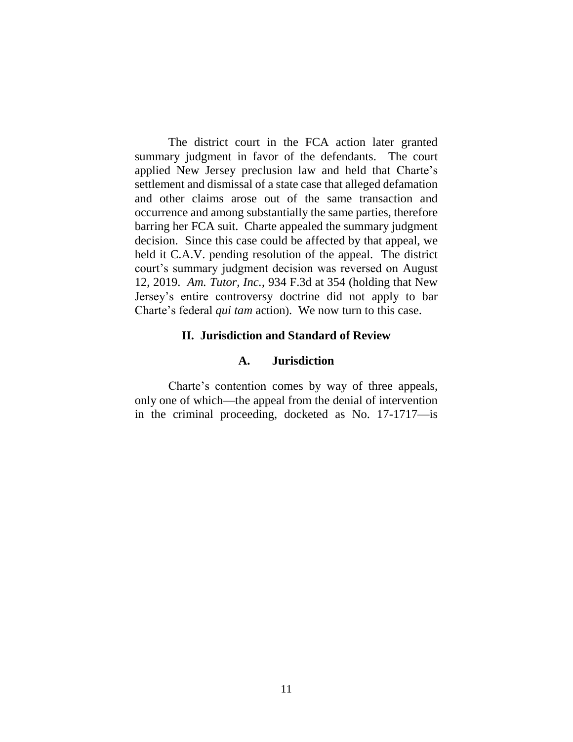The district court in the FCA action later granted summary judgment in favor of the defendants. The court applied New Jersey preclusion law and held that Charte's settlement and dismissal of a state case that alleged defamation and other claims arose out of the same transaction and occurrence and among substantially the same parties, therefore barring her FCA suit. Charte appealed the summary judgment decision. Since this case could be affected by that appeal, we held it C.A.V. pending resolution of the appeal. The district court's summary judgment decision was reversed on August 12, 2019. *Am. Tutor, Inc.*, 934 F.3d at 354 (holding that New Jersey's entire controversy doctrine did not apply to bar Charte's federal *qui tam* action). We now turn to this case.

## II. Jurisdiction and Standard of Review

### A. Jurisdiction

Charte's contention comes by way of three appeals, only one of which—the appeal from the denial of intervention in the criminal proceeding, docketed as No. 17-1717—is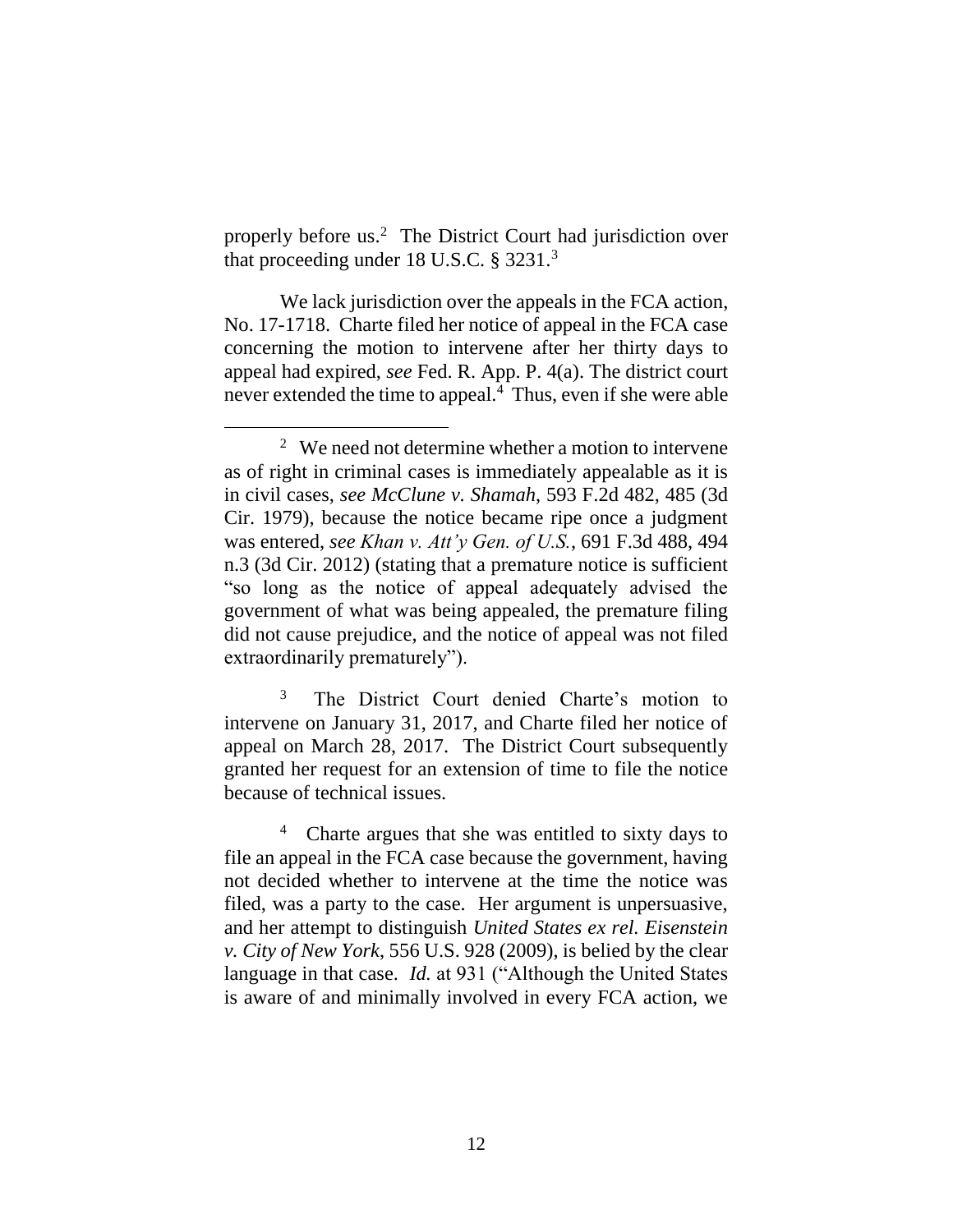properly before us.[2] The District Court had jurisdiction over that proceeding under 18 U.S.C. § 3231.[3]

We lack jurisdiction over the appeals in the FCA action, No. 17-1718. Charte filed her notice of appeal in the FCA case concerning the motion to intervene after her thirty days to appeal had expired, *see* Fed. R. App. P. 4(a). The district court never extended the time to appeal.[4] Thus, even if she were able

---

[2] We need not determine whether a motion to intervene as of right in criminal cases is immediately appealable as it is in civil cases, *see McClune v. Shamah*, 593 F.2d 482, 485 (3d Cir. 1979), because the notice became ripe once a judgment was entered, *see Khan v. Att'y Gen. of U.S.*, 691 F.3d 488, 494 n.3 (3d Cir. 2012) (stating that a premature notice is sufficient "so long as the notice of appeal adequately advised the government of what was being appealed, the premature filing did not cause prejudice, and the notice of appeal was not filed extraordinarily prematurely").

[3] The District Court denied Charte's motion to intervene on January 31, 2017, and Charte filed her notice of appeal on March 28, 2017. The District Court subsequently granted her request for an extension of time to file the notice because of technical issues.

[4] Charte argues that she was entitled to sixty days to file an appeal in the FCA case because the government, having not decided whether to intervene at the time the notice was filed, was a party to the case. Her argument is unpersuasive, and her attempt to distinguish *United States ex rel. Eisenstein v. City of New York*, 556 U.S. 928 (2009), is belied by the clear language in that case. *Id.* at 931 ("Although the United States is aware of and minimally involved in every FCA action, we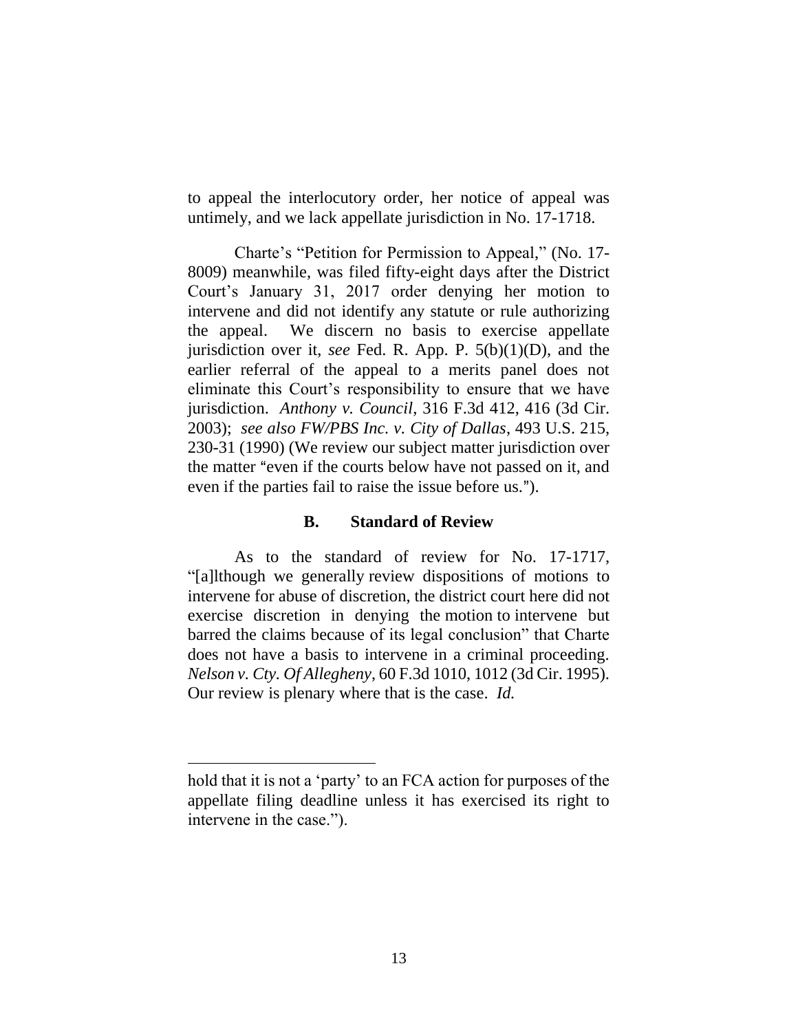to appeal the interlocutory order, her notice of appeal was untimely, and we lack appellate jurisdiction in No. 17-1718.

Charte's "Petition for Permission to Appeal," (No. 17-8009) meanwhile, was filed fifty-eight days after the District Court's January 31, 2017 order denying her motion to intervene and did not identify any statute or rule authorizing the appeal. We discern no basis to exercise appellate jurisdiction over it, *see* Fed. R. App. P. 5(b)(1)(D), and the earlier referral of the appeal to a merits panel does not eliminate this Court's responsibility to ensure that we have jurisdiction. *Anthony v. Council*, 316 F.3d 412, 416 (3d Cir. 2003); *see also FW/PBS Inc. v. City of Dallas*, 493 U.S. 215, 230-31 (1990) (We review our subject matter jurisdiction over the matter "even if the courts below have not passed on it, and even if the parties fail to raise the issue before us.").

### B. Standard of Review

As to the standard of review for No. 17-1717, "[a]lthough we generally review dispositions of motions to intervene for abuse of discretion, the district court here did not exercise discretion in denying the motion to intervene but barred the claims because of its legal conclusion" that Charte does not have a basis to intervene in a criminal proceeding. *Nelson v. Cty. Of Allegheny*, 60 F.3d 1010, 1012 (3d Cir. 1995). Our review is plenary where that is the case. *Id.*

---

hold that it is not a 'party' to an FCA action for purposes of the appellate filing deadline unless it has exercised its right to intervene in the case.").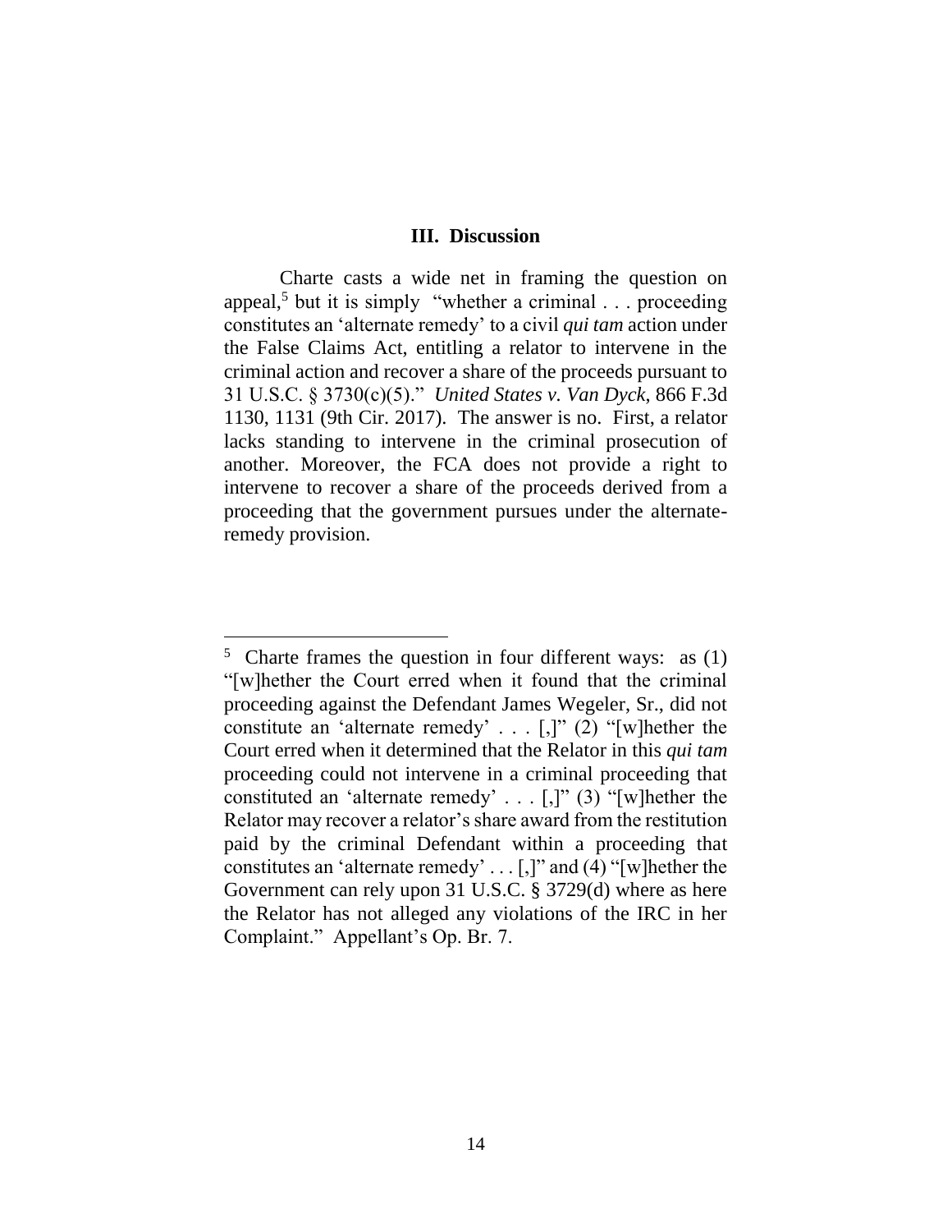### III. Discussion

Charte casts a wide net in framing the question on appeal,[5] but it is simply "whether a criminal . . . proceeding constitutes an 'alternate remedy' to a civil *qui tam* action under the False Claims Act, entitling a relator to intervene in the criminal action and recover a share of the proceeds pursuant to 31 U.S.C. § 3730(c)(5)." *United States v. Van Dyck*, 866 F.3d 1130, 1131 (9th Cir. 2017). The answer is no. First, a relator lacks standing to intervene in the criminal prosecution of another. Moreover, the FCA does not provide a right to intervene to recover a share of the proceeds derived from a proceeding that the government pursues under the alternate-remedy provision.

---

[5] Charte frames the question in four different ways: as (1) "[w]hether the Court erred when it found that the criminal proceeding against the Defendant James Wegeler, Sr., did not constitute an 'alternate remedy' . . . [,]" (2) "[w]hether the Court erred when it determined that the Relator in this *qui tam* proceeding could not intervene in a criminal proceeding that constituted an 'alternate remedy' . . . [,]" (3) "[w]hether the Relator may recover a relator's share award from the restitution paid by the criminal Defendant within a proceeding that constitutes an 'alternate remedy' . . . [,]" and (4) "[w]hether the Government can rely upon 31 U.S.C. § 3729(d) where as here the Relator has not alleged any violations of the IRC in her Complaint." Appellant's Op. Br. 7.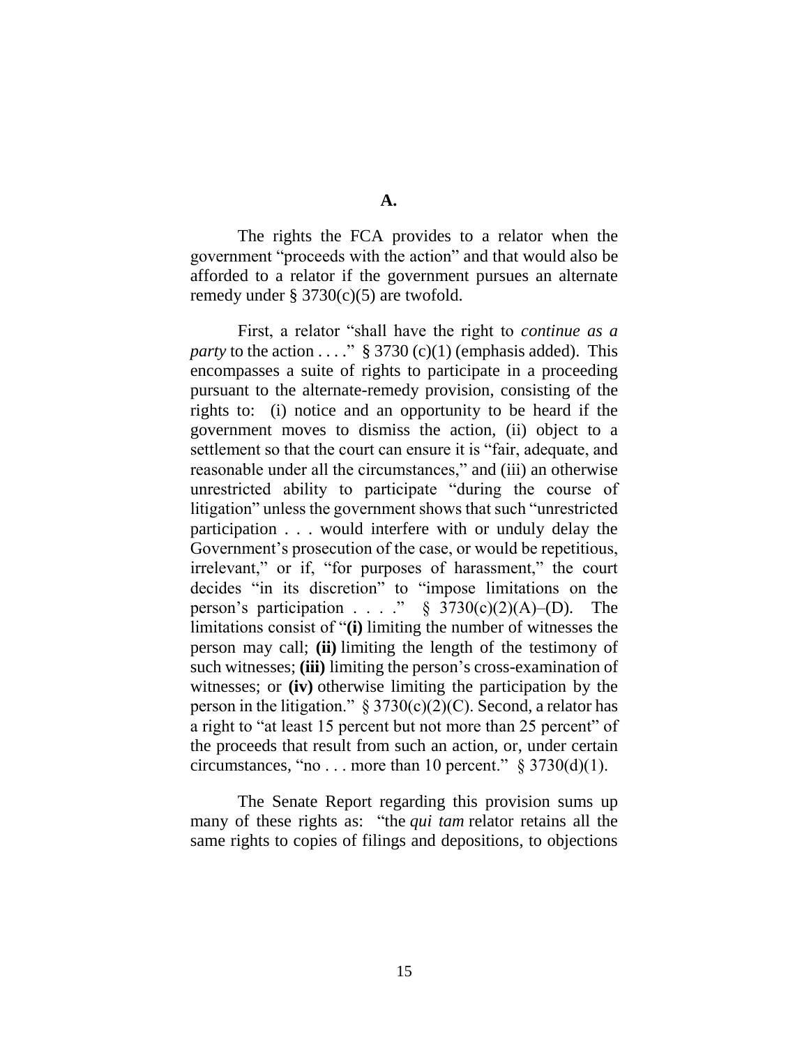### A.

The rights the FCA provides to a relator when the government "proceeds with the action" and that would also be afforded to a relator if the government pursues an alternate remedy under § 3730(c)(5) are twofold.

First, a relator "shall have the right to *continue as a party* to the action . . . ." § 3730 (c)(1) (emphasis added). This encompasses a suite of rights to participate in a proceeding pursuant to the alternate-remedy provision, consisting of the rights to: (i) notice and an opportunity to be heard if the government moves to dismiss the action, (ii) object to a settlement so that the court can ensure it is "fair, adequate, and reasonable under all the circumstances," and (iii) an otherwise unrestricted ability to participate "during the course of litigation" unless the government shows that such "unrestricted participation . . . would interfere with or unduly delay the Government's prosecution of the case, or would be repetitious, irrelevant," or if, "for purposes of harassment," the court decides "in its discretion" to "impose limitations on the person's participation . . . ." § 3730(c)(2)(A)–(D). The limitations consist of "**(i)** limiting the number of witnesses the person may call; **(ii)** limiting the length of the testimony of such witnesses; **(iii)** limiting the person's cross-examination of witnesses; or **(iv)** otherwise limiting the participation by the person in the litigation." § 3730(c)(2)(C). Second, a relator has a right to "at least 15 percent but not more than 25 percent" of the proceeds that result from such an action, or, under certain circumstances, "no . . . more than 10 percent." § 3730(d)(1).

The Senate Report regarding this provision sums up many of these rights as: "the *qui tam* relator retains all the same rights to copies of filings and depositions, to objections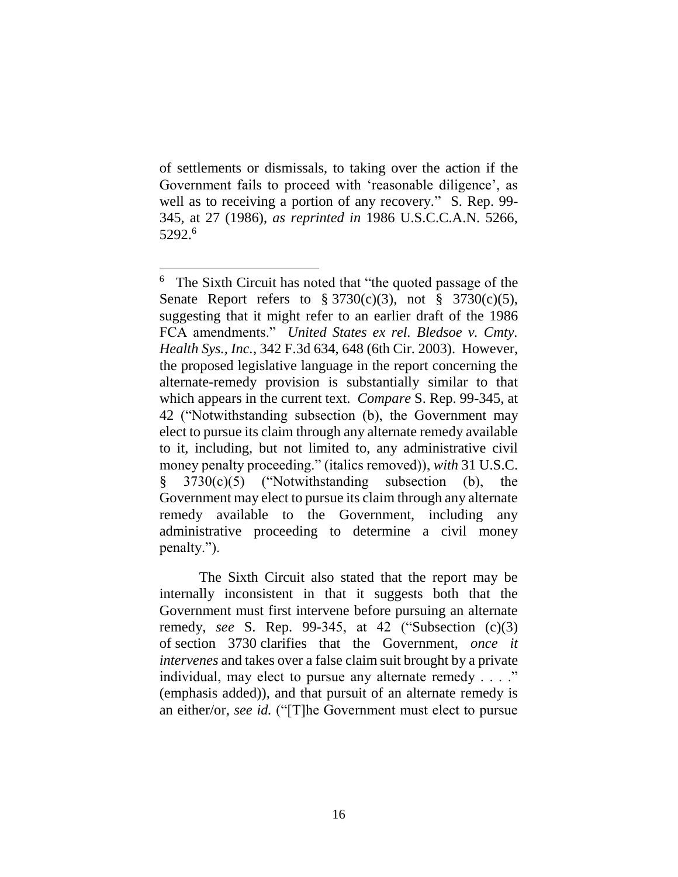of settlements or dismissals, to taking over the action if the Government fails to proceed with 'reasonable diligence', as well as to receiving a portion of any recovery." S. Rep. 99-345, at 27 (1986), *as reprinted in* 1986 U.S.C.C.A.N. 5266, 5292.[6]

---

[6] The Sixth Circuit has noted that "the quoted passage of the Senate Report refers to § 3730(c)(3), not § 3730(c)(5), suggesting that it might refer to an earlier draft of the 1986 FCA amendments." *United States ex rel. Bledsoe v. Cmty. Health Sys., Inc.*, 342 F.3d 634, 648 (6th Cir. 2003). However, the proposed legislative language in the report concerning the alternate-remedy provision is substantially similar to that which appears in the current text. *Compare* S. Rep. 99-345, at 42 ("Notwithstanding subsection (b), the Government may elect to pursue its claim through any alternate remedy available to it, including, but not limited to, any administrative civil money penalty proceeding." (italics removed)), *with* 31 U.S.C. § 3730(c)(5) ("Notwithstanding subsection (b), the Government may elect to pursue its claim through any alternate remedy available to the Government, including any administrative proceeding to determine a civil money penalty.").

The Sixth Circuit also stated that the report may be internally inconsistent in that it suggests both that the Government must first intervene before pursuing an alternate remedy, *see* S. Rep. 99-345, at 42 ("Subsection (c)(3) of section 3730 clarifies that the Government, *once it intervenes* and takes over a false claim suit brought by a private individual, may elect to pursue any alternate remedy . . . ." (emphasis added)), and that pursuit of an alternate remedy is an either/or, *see id.* ("[T]he Government must elect to pursue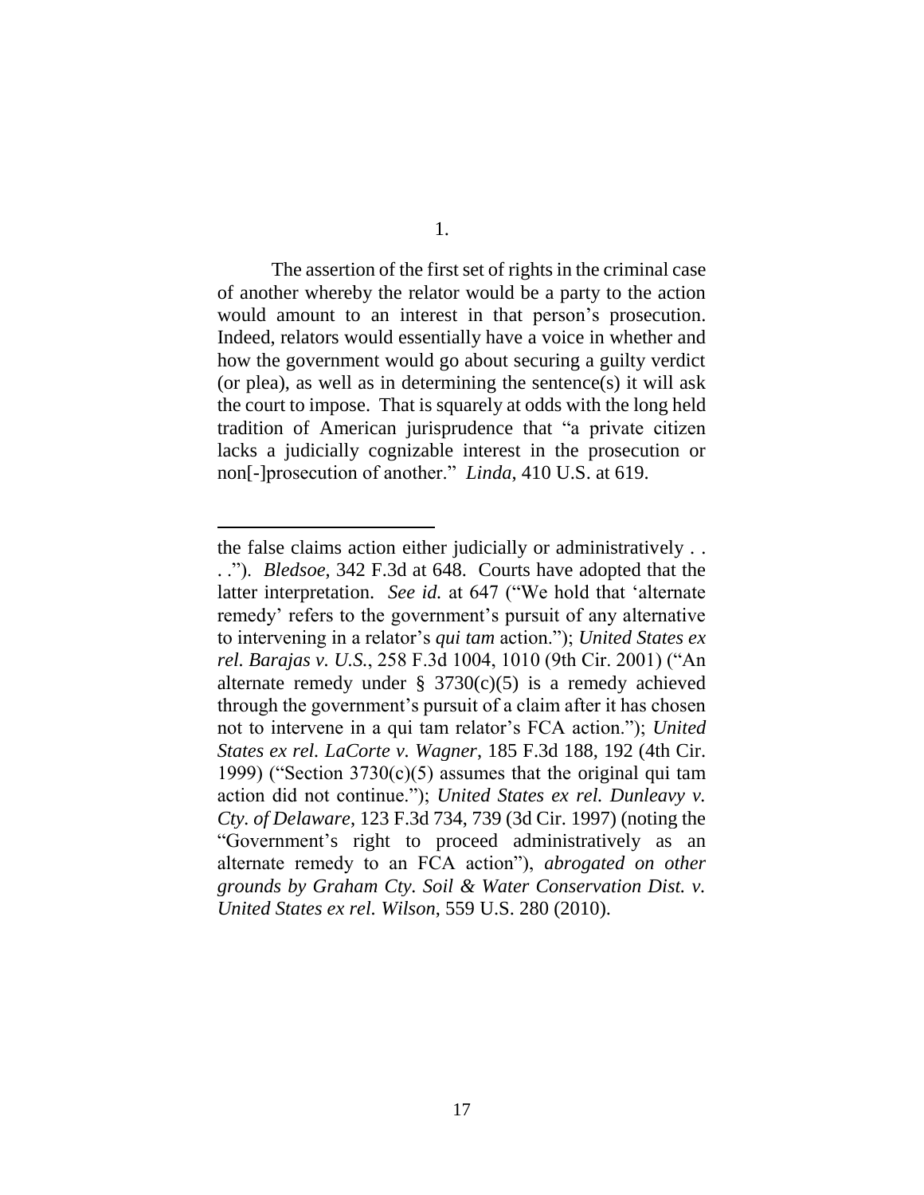1.

The assertion of the first set of rights in the criminal case of another whereby the relator would be a party to the action would amount to an interest in that person's prosecution. Indeed, relators would essentially have a voice in whether and how the government would go about securing a guilty verdict (or plea), as well as in determining the sentence(s) it will ask the court to impose. That is squarely at odds with the long held tradition of American jurisprudence that "a private citizen lacks a judicially cognizable interest in the prosecution or non[-]prosecution of another." *Linda*, 410 U.S. at 619.

---

the false claims action either judicially or administratively . . . ."). *Bledsoe*, 342 F.3d at 648. Courts have adopted that the latter interpretation. *See id.* at 647 ("We hold that 'alternate remedy' refers to the government's pursuit of any alternative to intervening in a relator's *qui tam* action."); *United States ex rel. Barajas v. U.S.*, 258 F.3d 1004, 1010 (9th Cir. 2001) ("An alternate remedy under § 3730(c)(5) is a remedy achieved through the government's pursuit of a claim after it has chosen not to intervene in a qui tam relator's FCA action."); *United States ex rel. LaCorte v. Wagner*, 185 F.3d 188, 192 (4th Cir. 1999) ("Section 3730(c)(5) assumes that the original qui tam action did not continue."); *United States ex rel. Dunleavy v. Cty. of Delaware*, 123 F.3d 734, 739 (3d Cir. 1997) (noting the "Government's right to proceed administratively as an alternate remedy to an FCA action"), *abrogated on other grounds by Graham Cty. Soil & Water Conservation Dist. v. United States ex rel. Wilson*, 559 U.S. 280 (2010).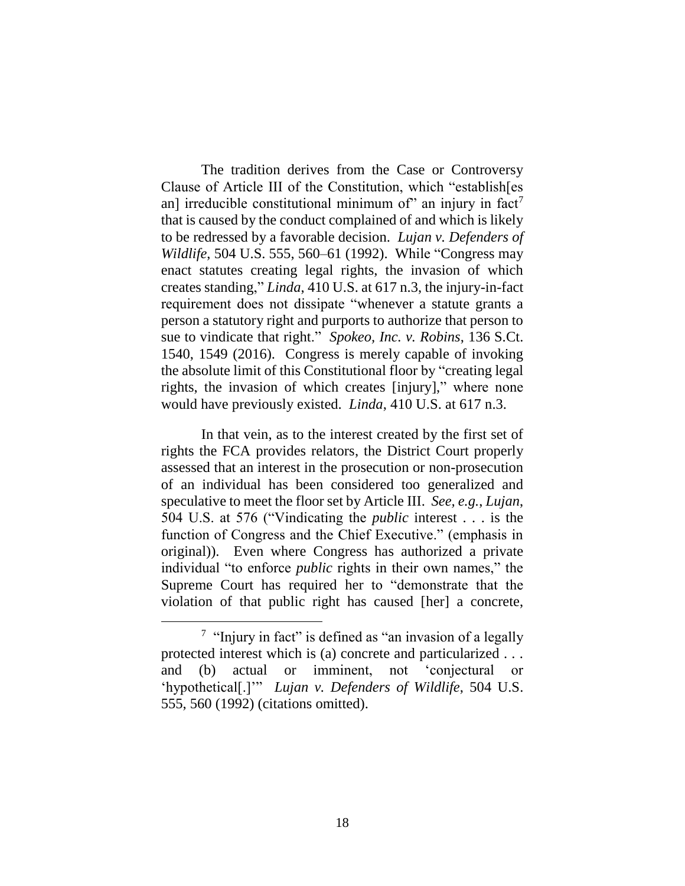The tradition derives from the Case or Controversy Clause of Article III of the Constitution, which "establish[es an] irreducible constitutional minimum of" an injury in fact[7] that is caused by the conduct complained of and which is likely to be redressed by a favorable decision. *Lujan v. Defenders of Wildlife*, 504 U.S. 555, 560–61 (1992). While "Congress may enact statutes creating legal rights, the invasion of which creates standing," *Linda*, 410 U.S. at 617 n.3, the injury-in-fact requirement does not dissipate "whenever a statute grants a person a statutory right and purports to authorize that person to sue to vindicate that right." *Spokeo, Inc. v. Robins*, 136 S.Ct. 1540, 1549 (2016). Congress is merely capable of invoking the absolute limit of this Constitutional floor by "creating legal rights, the invasion of which creates [injury]," where none would have previously existed. *Linda*, 410 U.S. at 617 n.3.

In that vein, as to the interest created by the first set of rights the FCA provides relators, the District Court properly assessed that an interest in the prosecution or non-prosecution of an individual has been considered too generalized and speculative to meet the floor set by Article III. *See, e.g.*, *Lujan*, 504 U.S. at 576 ("Vindicating the *public* interest . . . is the function of Congress and the Chief Executive." (emphasis in original)). Even where Congress has authorized a private individual "to enforce *public* rights in their own names," the Supreme Court has required her to "demonstrate that the violation of that public right has caused [her] a concrete,

---

[7] "Injury in fact" is defined as "an invasion of a legally protected interest which is (a) concrete and particularized . . . and (b) actual or imminent, not 'conjectural or 'hypothetical[.]'" *Lujan v. Defenders of Wildlife*, 504 U.S. 555, 560 (1992) (citations omitted).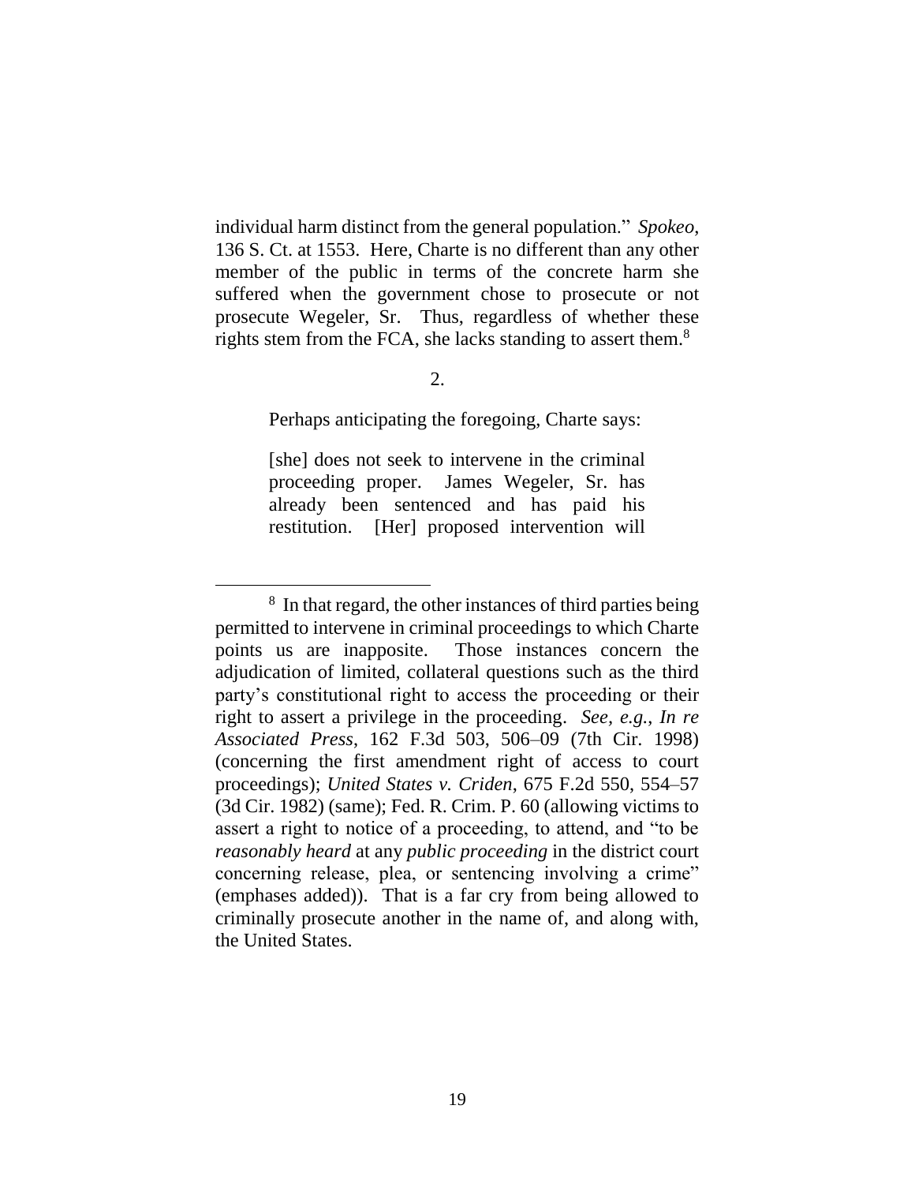individual harm distinct from the general population." *Spokeo*, 136 S. Ct. at 1553. Here, Charte is no different than any other member of the public in terms of the concrete harm she suffered when the government chose to prosecute or not prosecute Wegeler, Sr. Thus, regardless of whether these rights stem from the FCA, she lacks standing to assert them.[8]

2.

Perhaps anticipating the foregoing, Charte says:

> [she] does not seek to intervene in the criminal proceeding proper. James Wegeler, Sr. has already been sentenced and has paid his restitution. [Her] proposed intervention will

[8] In that regard, the other instances of third parties being permitted to intervene in criminal proceedings to which Charte points us are inapposite. Those instances concern the adjudication of limited, collateral questions such as the third party's constitutional right to access the proceeding or their right to assert a privilege in the proceeding. *See, e.g.*, *In re Associated Press*, 162 F.3d 503, 506–09 (7th Cir. 1998) (concerning the first amendment right of access to court proceedings); *United States v. Criden*, 675 F.2d 550, 554–57 (3d Cir. 1982) (same); Fed. R. Crim. P. 60 (allowing victims to assert a right to notice of a proceeding, to attend, and "to be *reasonably heard* at any *public proceeding* in the district court concerning release, plea, or sentencing involving a crime" (emphases added)). That is a far cry from being allowed to criminally prosecute another in the name of, and along with, the United States.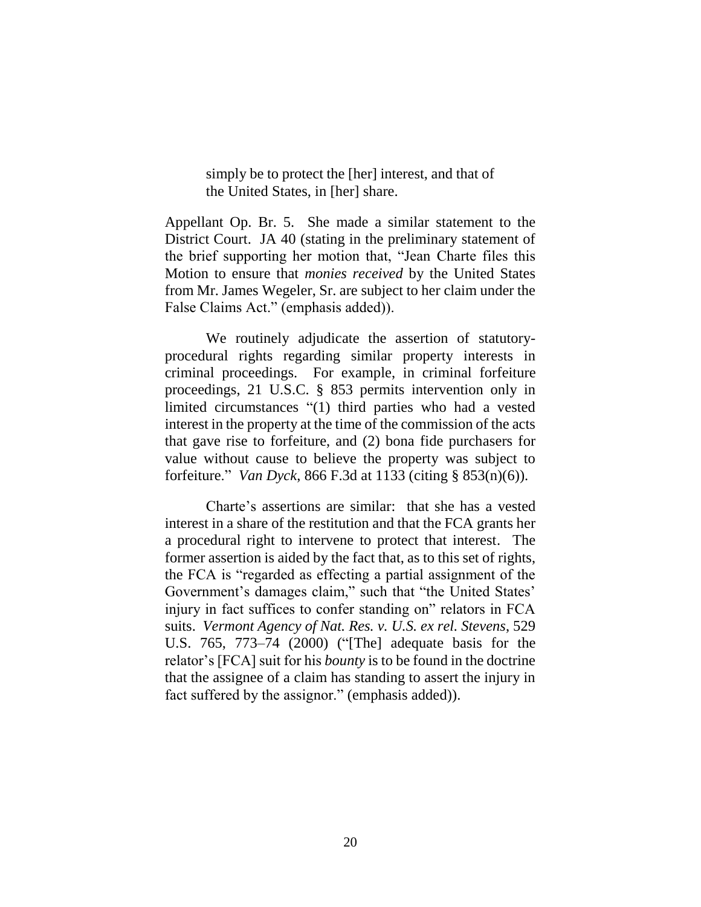> simply be to protect the [her] interest, and that of the United States, in [her] share.

Appellant Op. Br. 5. She made a similar statement to the District Court. JA 40 (stating in the preliminary statement of the brief supporting her motion that, "Jean Charte files this Motion to ensure that *monies received* by the United States from Mr. James Wegeler, Sr. are subject to her claim under the False Claims Act." (emphasis added)).

We routinely adjudicate the assertion of statutory-procedural rights regarding similar property interests in criminal proceedings. For example, in criminal forfeiture proceedings, 21 U.S.C. § 853 permits intervention only in limited circumstances "(1) third parties who had a vested interest in the property at the time of the commission of the acts that gave rise to forfeiture, and (2) bona fide purchasers for value without cause to believe the property was subject to forfeiture." *Van Dyck*, 866 F.3d at 1133 (citing § 853(n)(6)).

Charte's assertions are similar: that she has a vested interest in a share of the restitution and that the FCA grants her a procedural right to intervene to protect that interest. The former assertion is aided by the fact that, as to this set of rights, the FCA is "regarded as effecting a partial assignment of the Government's damages claim," such that "the United States' injury in fact suffices to confer standing on" relators in FCA suits. *Vermont Agency of Nat. Res. v. U.S. ex rel. Stevens*, 529 U.S. 765, 773–74 (2000) ("[The] adequate basis for the relator's [FCA] suit for his *bounty* is to be found in the doctrine that the assignee of a claim has standing to assert the injury in fact suffered by the assignor." (emphasis added)).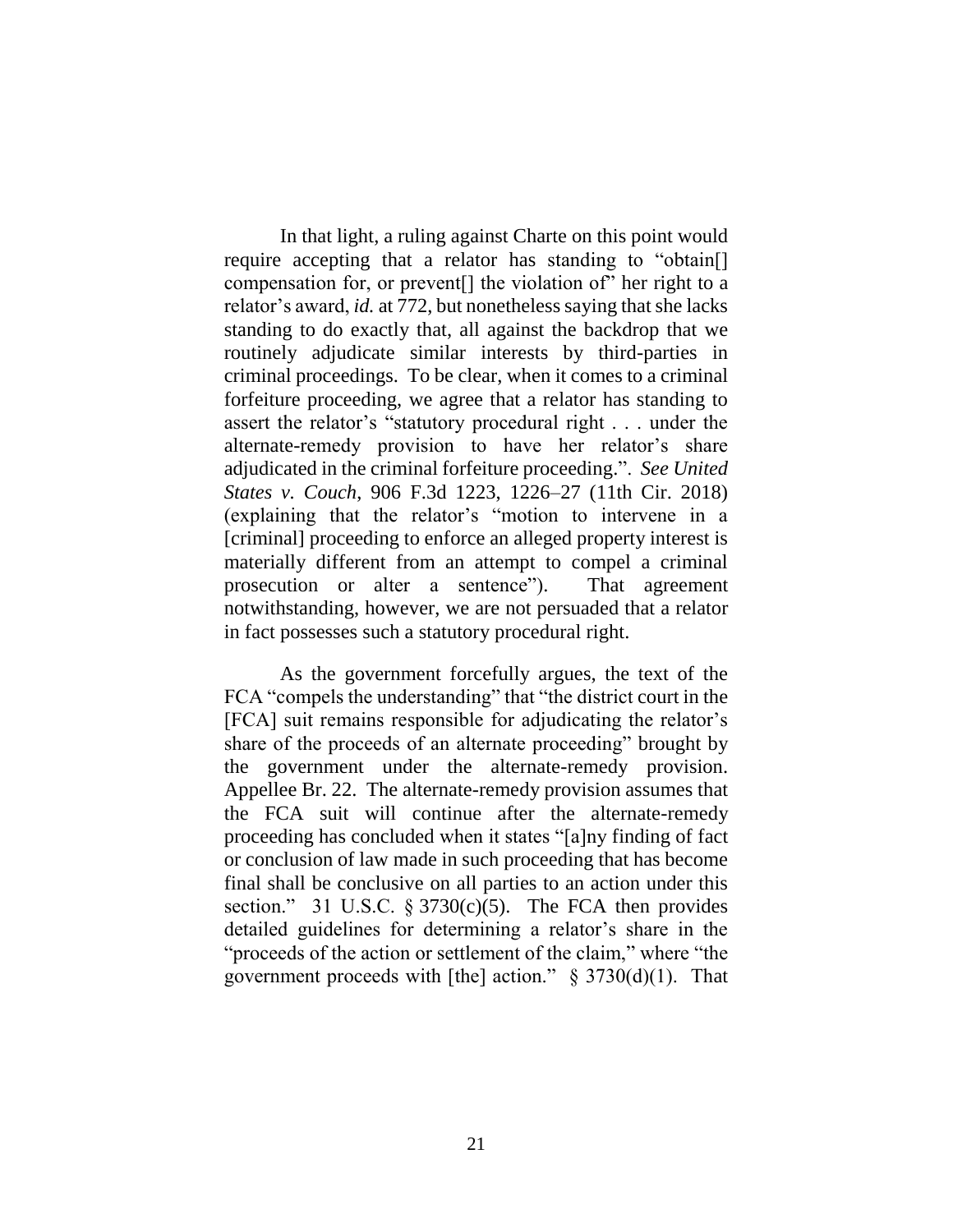In that light, a ruling against Charte on this point would require accepting that a relator has standing to "obtain[] compensation for, or prevent[] the violation of" her right to a relator's award, *id.* at 772, but nonetheless saying that she lacks standing to do exactly that, all against the backdrop that we routinely adjudicate similar interests by third-parties in criminal proceedings. To be clear, when it comes to a criminal forfeiture proceeding, we agree that a relator has standing to assert the relator's "statutory procedural right . . . under the alternate-remedy provision to have her relator's share adjudicated in the criminal forfeiture proceeding.". *See United States v. Couch*, 906 F.3d 1223, 1226–27 (11th Cir. 2018) (explaining that the relator's "motion to intervene in a [criminal] proceeding to enforce an alleged property interest is materially different from an attempt to compel a criminal prosecution or alter a sentence"). That agreement notwithstanding, however, we are not persuaded that a relator in fact possesses such a statutory procedural right.

As the government forcefully argues, the text of the FCA "compels the understanding" that "the district court in the [FCA] suit remains responsible for adjudicating the relator's share of the proceeds of an alternate proceeding" brought by the government under the alternate-remedy provision. Appellee Br. 22. The alternate-remedy provision assumes that the FCA suit will continue after the alternate-remedy proceeding has concluded when it states "[a]ny finding of fact or conclusion of law made in such proceeding that has become final shall be conclusive on all parties to an action under this section." 31 U.S.C. § 3730(c)(5). The FCA then provides detailed guidelines for determining a relator's share in the "proceeds of the action or settlement of the claim," where "the government proceeds with [the] action." § 3730(d)(1). That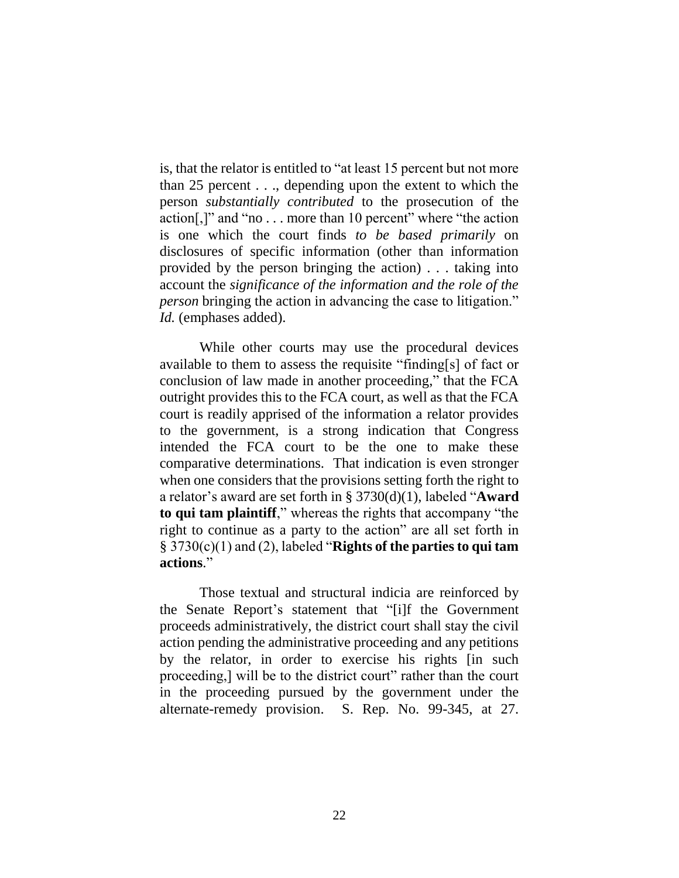is, that the relator is entitled to "at least 15 percent but not more than 25 percent . . ., depending upon the extent to which the person *substantially contributed* to the prosecution of the action[,]" and "no . . . more than 10 percent" where "the action is one which the court finds *to be based primarily* on disclosures of specific information (other than information provided by the person bringing the action) . . . taking into account the *significance of the information and the role of the person* bringing the action in advancing the case to litigation." *Id.* (emphases added).

While other courts may use the procedural devices available to them to assess the requisite "finding[s] of fact or conclusion of law made in another proceeding," that the FCA outright provides this to the FCA court, as well as that the FCA court is readily apprised of the information a relator provides to the government, is a strong indication that Congress intended the FCA court to be the one to make these comparative determinations. That indication is even stronger when one considers that the provisions setting forth the right to a relator's award are set forth in § 3730(d)(1), labeled "**Award to qui tam plaintiff**," whereas the rights that accompany "the right to continue as a party to the action" are all set forth in § 3730(c)(1) and (2), labeled "**Rights of the parties to qui tam actions**."

Those textual and structural indicia are reinforced by the Senate Report's statement that "[i]f the Government proceeds administratively, the district court shall stay the civil action pending the administrative proceeding and any petitions by the relator, in order to exercise his rights [in such proceeding,] will be to the district court" rather than the court in the proceeding pursued by the government under the alternate-remedy provision. S. Rep. No. 99-345, at 27.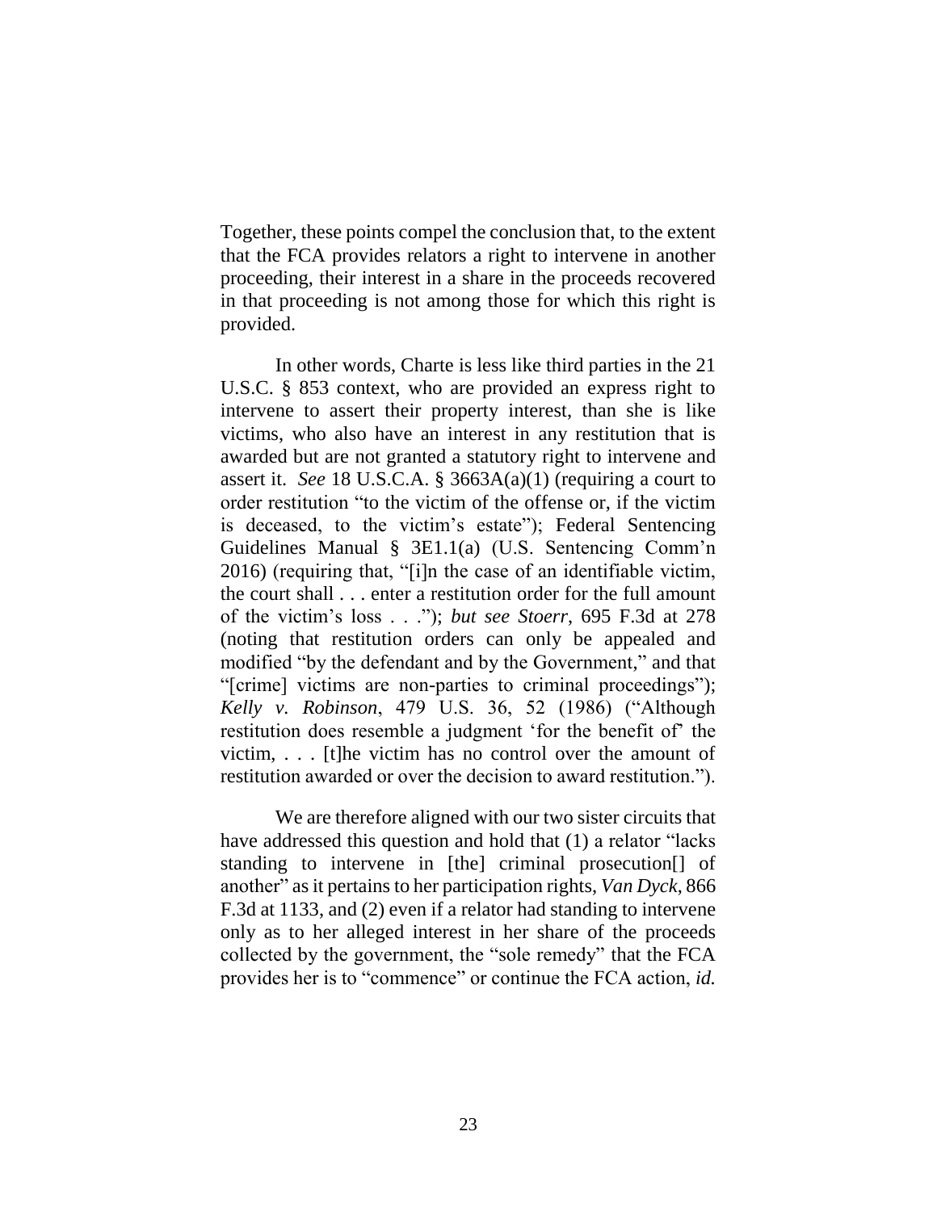Together, these points compel the conclusion that, to the extent that the FCA provides relators a right to intervene in another proceeding, their interest in a share in the proceeds recovered in that proceeding is not among those for which this right is provided.

In other words, Charte is less like third parties in the 21 U.S.C. § 853 context, who are provided an express right to intervene to assert their property interest, than she is like victims, who also have an interest in any restitution that is awarded but are not granted a statutory right to intervene and assert it. *See* 18 U.S.C.A. § 3663A(a)(1) (requiring a court to order restitution "to the victim of the offense or, if the victim is deceased, to the victim's estate"); Federal Sentencing Guidelines Manual § 3E1.1(a) (U.S. Sentencing Comm'n 2016) (requiring that, "[i]n the case of an identifiable victim, the court shall . . . enter a restitution order for the full amount of the victim's loss . . ."); *but see Stoerr*, 695 F.3d at 278 (noting that restitution orders can only be appealed and modified "by the defendant and by the Government," and that "[crime] victims are non-parties to criminal proceedings"); *Kelly v. Robinson*, 479 U.S. 36, 52 (1986) ("Although restitution does resemble a judgment 'for the benefit of' the victim, . . . [t]he victim has no control over the amount of restitution awarded or over the decision to award restitution.").

We are therefore aligned with our two sister circuits that have addressed this question and hold that (1) a relator "lacks standing to intervene in [the] criminal prosecution[] of another" as it pertains to her participation rights, *Van Dyck*, 866 F.3d at 1133, and (2) even if a relator had standing to intervene only as to her alleged interest in her share of the proceeds collected by the government, the "sole remedy" that the FCA provides her is to "commence" or continue the FCA action, *id.*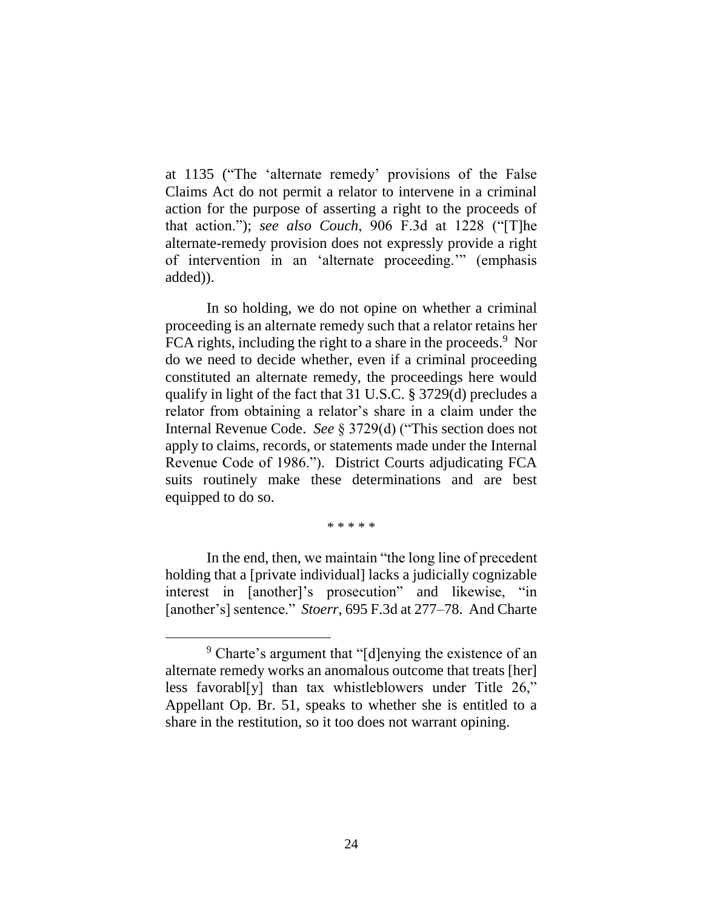at 1135 ("The 'alternate remedy' provisions of the False Claims Act do not permit a relator to intervene in a criminal action for the purpose of asserting a right to the proceeds of that action."); *see also Couch*, 906 F.3d at 1228 ("[T]he alternate-remedy provision does not expressly provide a right of intervention in an 'alternate proceeding.'" (emphasis added)).

In so holding, we do not opine on whether a criminal proceeding is an alternate remedy such that a relator retains her FCA rights, including the right to a share in the proceeds.[9] Nor do we need to decide whether, even if a criminal proceeding constituted an alternate remedy, the proceedings here would qualify in light of the fact that 31 U.S.C. § 3729(d) precludes a relator from obtaining a relator's share in a claim under the Internal Revenue Code. *See* § 3729(d) ("This section does not apply to claims, records, or statements made under the Internal Revenue Code of 1986."). District Courts adjudicating FCA suits routinely make these determinations and are best equipped to do so.

\* \* \* \* \*

In the end, then, we maintain "the long line of precedent holding that a [private individual] lacks a judicially cognizable interest in [another]'s prosecution" and likewise, "in [another's] sentence." *Stoerr*, 695 F.3d at 277–78. And Charte

[9] Charte's argument that "[d]enying the existence of an alternate remedy works an anomalous outcome that treats [her] less favorabl[y] than tax whistleblowers under Title 26," Appellant Op. Br. 51, speaks to whether she is entitled to a share in the restitution, so it too does not warrant opining.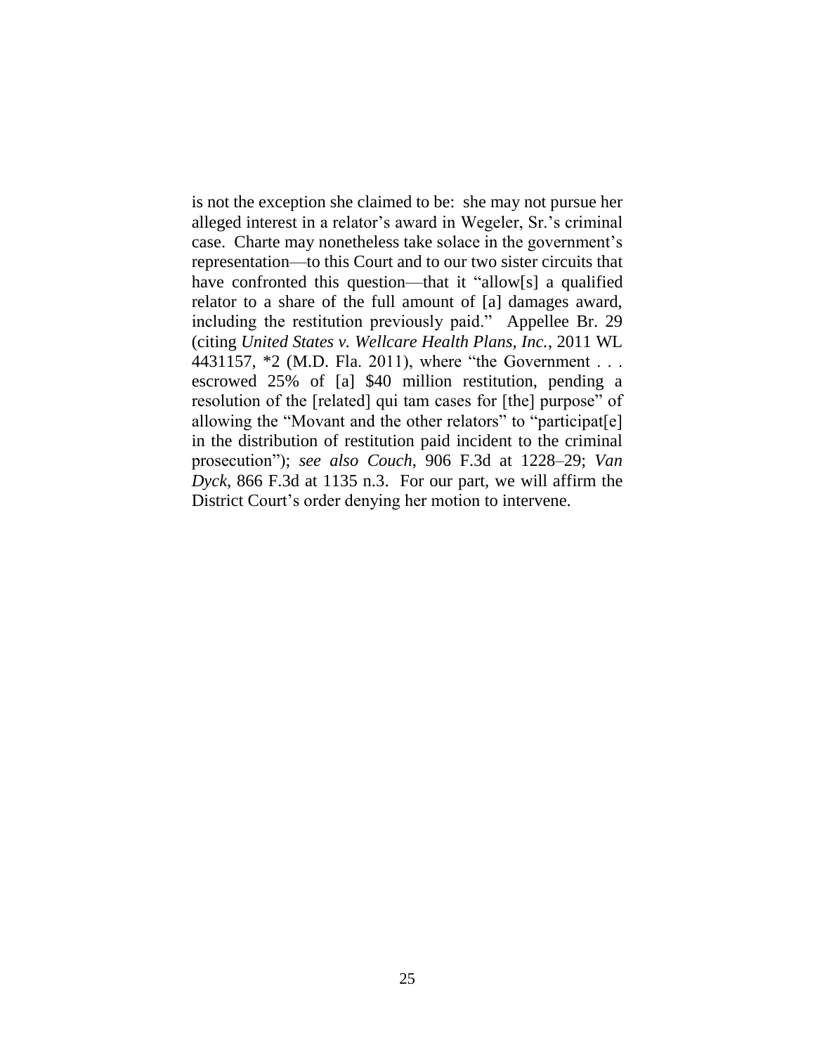is not the exception she claimed to be: she may not pursue her alleged interest in a relator's award in Wegeler, Sr.'s criminal case. Charte may nonetheless take solace in the government's representation—to this Court and to our two sister circuits that have confronted this question—that it "allow[s] a qualified relator to a share of the full amount of [a] damages award, including the restitution previously paid." Appellee Br. 29 (citing *United States v. Wellcare Health Plans, Inc.*, 2011 WL 4431157, *2 (M.D. Fla. 2011), where "the Government . . . escrowed 25% of [a] $40 million restitution, pending a resolution of the [related] qui tam cases for [the] purpose" of allowing the "Movant and the other relators" to "participat[e] in the distribution of restitution paid incident to the criminal prosecution"); *see also Couch*, 906 F.3d at 1228–29; *Van Dyck*, 866 F.3d at 1135 n.3. For our part, we will affirm the District Court's order denying her motion to intervene.